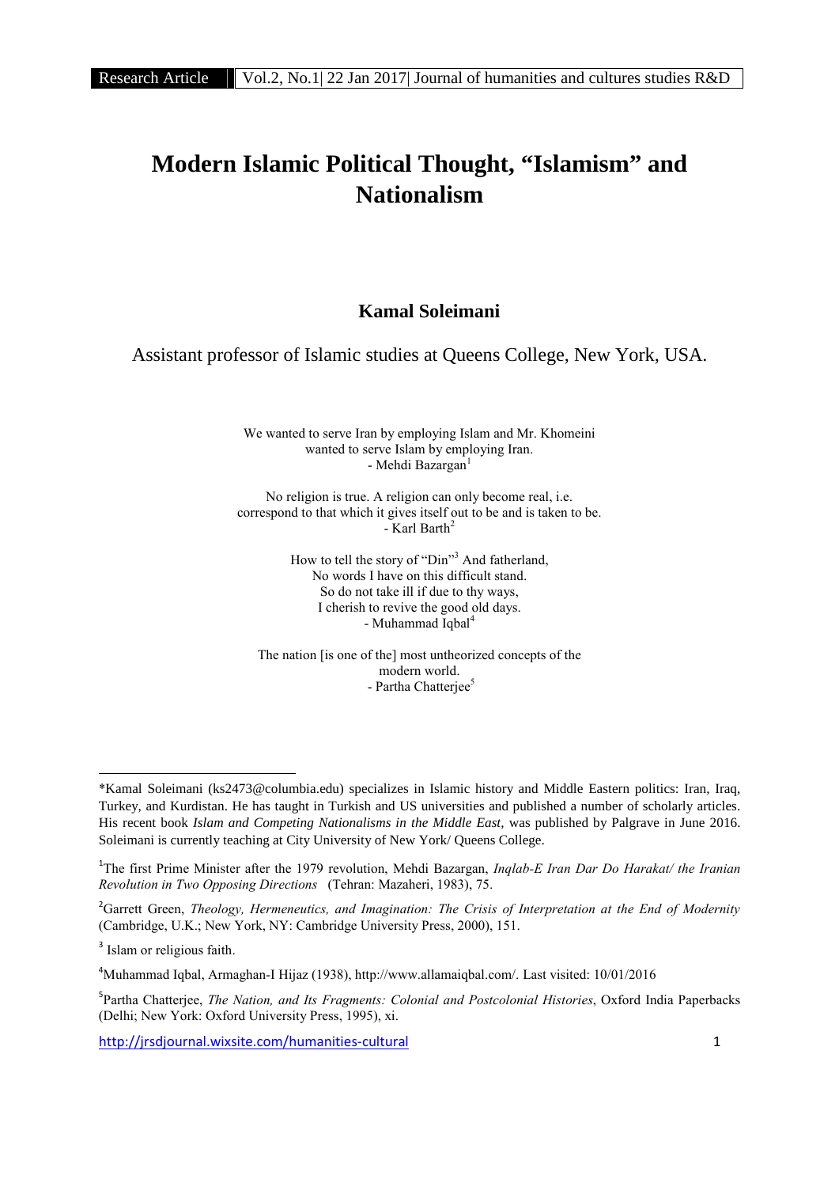# Modern Islamic Political Thought, "Islamism" and Nationalism

**Kamal Soleimani**

Assistant professor of Islamic studies at Queens College, New York, USA.

We wanted to serve Iran by employing Islam and Mr. Khomeini wanted to serve Islam by employing Iran.
- Mehdi Bazargan[1]

No religion is true. A religion can only become real, i.e. correspond to that which it gives itself out to be and is taken to be.
- Karl Barth[2]

How to tell the story of "Din"[3] And fatherland,
No words I have on this difficult stand.
So do not take ill if due to thy ways,
I cherish to revive the good old days.
- Muhammad Iqbal[4]

The nation [is one of the] most untheorized concepts of the modern world.
- Partha Chatterjee[5]

---

*Kamal Soleimani (ks2473@columbia.edu) specializes in Islamic history and Middle Eastern politics: Iran, Iraq, Turkey, and Kurdistan. He has taught in Turkish and US universities and published a number of scholarly articles. His recent book *Islam and Competing Nationalisms in the Middle East*, was published by Palgrave in June 2016. Soleimani is currently teaching at City University of New York/ Queens College.

[1]The first Prime Minister after the 1979 revolution, Mehdi Bazargan, *Inqlab-E Iran Dar Do Harakat/ the Iranian Revolution in Two Opposing Directions* (Tehran: Mazaheri, 1983), 75.

[2]Garrett Green, *Theology, Hermeneutics, and Imagination: The Crisis of Interpretation at the End of Modernity* (Cambridge, U.K.; New York, NY: Cambridge University Press, 2000), 151.

[3] Islam or religious faith.

[4]Muhammad Iqbal, Armaghan-I Hijaz (1938), http://www.allamaiqbal.com/. Last visited: 10/01/2016

[5]Partha Chatterjee, *The Nation, and Its Fragments: Colonial and Postcolonial Histories*, Oxford India Paperbacks (Delhi; New York: Oxford University Press, 1995), xi.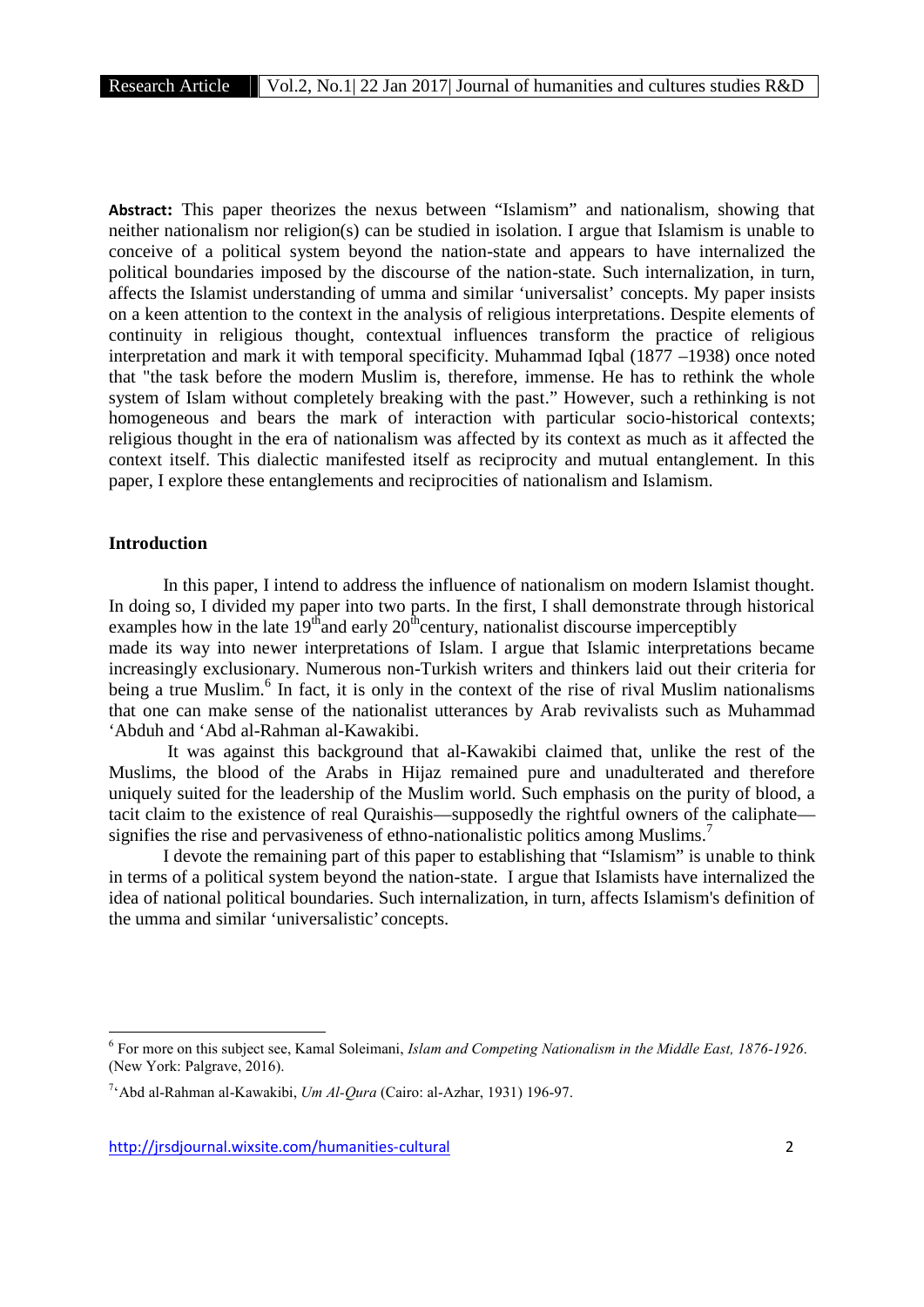**Abstract:** This paper theorizes the nexus between "Islamism" and nationalism, showing that neither nationalism nor religion(s) can be studied in isolation. I argue that Islamism is unable to conceive of a political system beyond the nation-state and appears to have internalized the political boundaries imposed by the discourse of the nation-state. Such internalization, in turn, affects the Islamist understanding of umma and similar 'universalist' concepts. My paper insists on a keen attention to the context in the analysis of religious interpretations. Despite elements of continuity in religious thought, contextual influences transform the practice of religious interpretation and mark it with temporal specificity. Muhammad Iqbal (1877 –1938) once noted that "the task before the modern Muslim is, therefore, immense. He has to rethink the whole system of Islam without completely breaking with the past." However, such a rethinking is not homogeneous and bears the mark of interaction with particular socio-historical contexts; religious thought in the era of nationalism was affected by its context as much as it affected the context itself. This dialectic manifested itself as reciprocity and mutual entanglement. In this paper, I explore these entanglements and reciprocities of nationalism and Islamism.

## Introduction

In this paper, I intend to address the influence of nationalism on modern Islamist thought. In doing so, I divided my paper into two parts. In the first, I shall demonstrate through historical examples how in the late 19th and early 20th century, nationalist discourse imperceptibly made its way into newer interpretations of Islam. I argue that Islamic interpretations became increasingly exclusionary. Numerous non-Turkish writers and thinkers laid out their criteria for being a true Muslim.[6] In fact, it is only in the context of the rise of rival Muslim nationalisms that one can make sense of the nationalist utterances by Arab revivalists such as Muhammad 'Abduh and 'Abd al-Rahman al-Kawakibi.

It was against this background that al-Kawakibi claimed that, unlike the rest of the Muslims, the blood of the Arabs in Hijaz remained pure and unadulterated and therefore uniquely suited for the leadership of the Muslim world. Such emphasis on the purity of blood, a tacit claim to the existence of real Quraishis—supposedly the rightful owners of the caliphate—signifies the rise and pervasiveness of ethno-nationalistic politics among Muslims.[7]

I devote the remaining part of this paper to establishing that "Islamism" is unable to think in terms of a political system beyond the nation-state. I argue that Islamists have internalized the idea of national political boundaries. Such internalization, in turn, affects Islamism's definition of the umma and similar 'universalistic' concepts.

---

[6] For more on this subject see, Kamal Soleimani, *Islam and Competing Nationalism in the Middle East, 1876-1926*. (New York: Palgrave, 2016).

[7] 'Abd al-Rahman al-Kawakibi, *Um Al-Qura* (Cairo: al-Azhar, 1931) 196-97.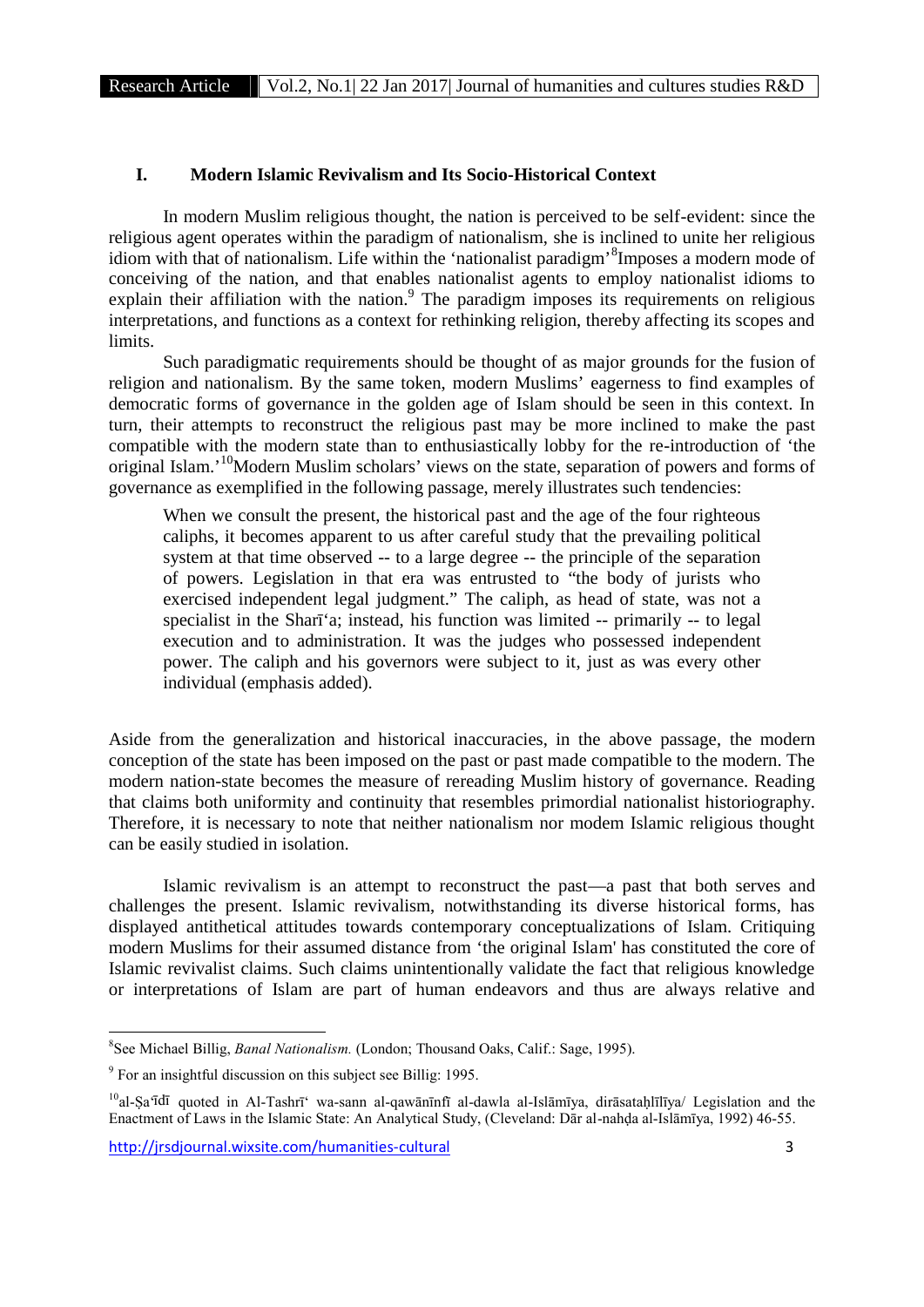## I. Modern Islamic Revivalism and Its Socio-Historical Context

In modern Muslim religious thought, the nation is perceived to be self-evident: since the religious agent operates within the paradigm of nationalism, she is inclined to unite her religious idiom with that of nationalism. Life within the 'nationalist paradigm'[8]Imposes a modern mode of conceiving of the nation, and that enables nationalist agents to employ nationalist idioms to explain their affiliation with the nation.[9] The paradigm imposes its requirements on religious interpretations, and functions as a context for rethinking religion, thereby affecting its scopes and limits.

Such paradigmatic requirements should be thought of as major grounds for the fusion of religion and nationalism. By the same token, modern Muslims' eagerness to find examples of democratic forms of governance in the golden age of Islam should be seen in this context. In turn, their attempts to reconstruct the religious past may be more inclined to make the past compatible with the modern state than to enthusiastically lobby for the re-introduction of 'the original Islam.'[10]Modern Muslim scholars' views on the state, separation of powers and forms of governance as exemplified in the following passage, merely illustrates such tendencies:

> When we consult the present, the historical past and the age of the four righteous caliphs, it becomes apparent to us after careful study that the prevailing political system at that time observed -- to a large degree -- the principle of the separation of powers. Legislation in that era was entrusted to "the body of jurists who exercised independent legal judgment." The caliph, as head of state, was not a specialist in the Sharī'a; instead, his function was limited -- primarily -- to legal execution and to administration. It was the judges who possessed independent power. The caliph and his governors were subject to it, just as was every other individual (emphasis added).

Aside from the generalization and historical inaccuracies, in the above passage, the modern conception of the state has been imposed on the past or past made compatible to the modern. The modern nation-state becomes the measure of rereading Muslim history of governance. Reading that claims both uniformity and continuity that resembles primordial nationalist historiography. Therefore, it is necessary to note that neither nationalism nor modem Islamic religious thought can be easily studied in isolation.

Islamic revivalism is an attempt to reconstruct the past—a past that both serves and challenges the present. Islamic revivalism, notwithstanding its diverse historical forms, has displayed antithetical attitudes towards contemporary conceptualizations of Islam. Critiquing modern Muslims for their assumed distance from 'the original Islam' has constituted the core of Islamic revivalist claims. Such claims unintentionally validate the fact that religious knowledge or interpretations of Islam are part of human endeavors and thus are always relative and

---

[8]See Michael Billig, *Banal Nationalism.* (London; Thousand Oaks, Calif.: Sage, 1995).

[9] For an insightful discussion on this subject see Billig: 1995.

[10]al-Ṣa'īdī quoted in Al-Tashrī' wa-sann al-qawānīnfī al-dawla al-Islāmīya, dirāsataḥlīlīya/ Legislation and the Enactment of Laws in the Islamic State: An Analytical Study, (Cleveland: Dār al-nahḍa al-Islāmīya, 1992) 46-55.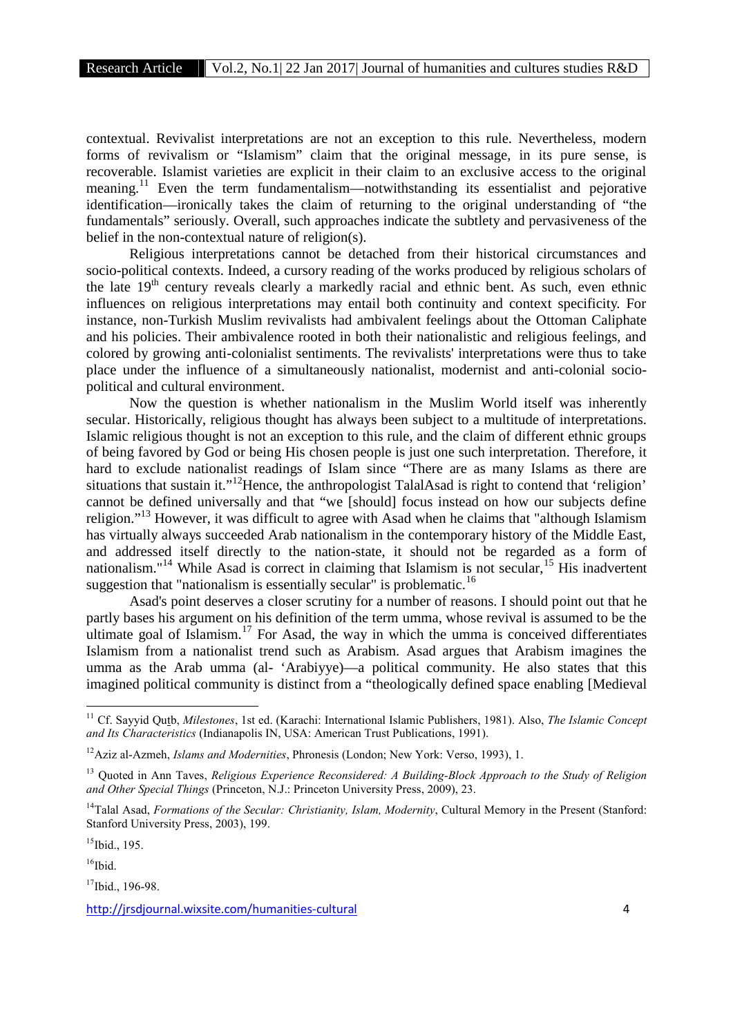contextual. Revivalist interpretations are not an exception to this rule. Nevertheless, modern forms of revivalism or "Islamism" claim that the original message, in its pure sense, is recoverable. Islamist varieties are explicit in their claim to an exclusive access to the original meaning.[11] Even the term fundamentalism—notwithstanding its essentialist and pejorative identification—ironically takes the claim of returning to the original understanding of "the fundamentals" seriously. Overall, such approaches indicate the subtlety and pervasiveness of the belief in the non-contextual nature of religion(s).

Religious interpretations cannot be detached from their historical circumstances and socio-political contexts. Indeed, a cursory reading of the works produced by religious scholars of the late 19th century reveals clearly a markedly racial and ethnic bent. As such, even ethnic influences on religious interpretations may entail both continuity and context specificity. For instance, non-Turkish Muslim revivalists had ambivalent feelings about the Ottoman Caliphate and his policies. Their ambivalence rooted in both their nationalistic and religious feelings, and colored by growing anti-colonialist sentiments. The revivalists' interpretations were thus to take place under the influence of a simultaneously nationalist, modernist and anti-colonial socio-political and cultural environment.

Now the question is whether nationalism in the Muslim World itself was inherently secular. Historically, religious thought has always been subject to a multitude of interpretations. Islamic religious thought is not an exception to this rule, and the claim of different ethnic groups of being favored by God or being His chosen people is just one such interpretation. Therefore, it hard to exclude nationalist readings of Islam since "There are as many Islams as there are situations that sustain it."[12]Hence, the anthropologist TalalAsad is right to contend that 'religion' cannot be defined universally and that "we [should] focus instead on how our subjects define religion."[13] However, it was difficult to agree with Asad when he claims that "although Islamism has virtually always succeeded Arab nationalism in the contemporary history of the Middle East, and addressed itself directly to the nation-state, it should not be regarded as a form of nationalism."[14] While Asad is correct in claiming that Islamism is not secular,[15] His inadvertent suggestion that "nationalism is essentially secular" is problematic.[16]

Asad's point deserves a closer scrutiny for a number of reasons. I should point out that he partly bases his argument on his definition of the term umma, whose revival is assumed to be the ultimate goal of Islamism.[17] For Asad, the way in which the umma is conceived differentiates Islamism from a nationalist trend such as Arabism. Asad argues that Arabism imagines the umma as the Arab umma (al- 'Arabiyye)—a political community. He also states that this imagined political community is distinct from a "theologically defined space enabling [Medieval

---

[11] Cf. Sayyid Quṭb, *Milestones*, 1st ed. (Karachi: International Islamic Publishers, 1981). Also, *The Islamic Concept and Its Characteristics* (Indianapolis IN, USA: American Trust Publications, 1991).

[12] Aziz al-Azmeh, *Islams and Modernities*, Phronesis (London; New York: Verso, 1993), 1.

[13] Quoted in Ann Taves, *Religious Experience Reconsidered: A Building-Block Approach to the Study of Religion and Other Special Things* (Princeton, N.J.: Princeton University Press, 2009), 23.

[14] Talal Asad, *Formations of the Secular: Christianity, Islam, Modernity*, Cultural Memory in the Present (Stanford: Stanford University Press, 2003), 199.

[15] Ibid., 195.

[16] Ibid.

[17] Ibid., 196-98.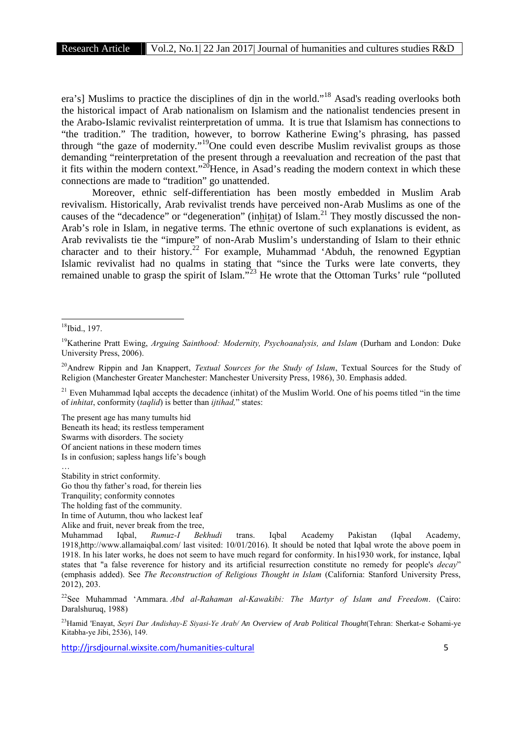era's] Muslims to practice the disciplines of din in the world."[18] Asad's reading overlooks both the historical impact of Arab nationalism on Islamism and the nationalist tendencies present in the Arabo-Islamic revivalist reinterpretation of umma. It is true that Islamism has connections to "the tradition." The tradition, however, to borrow Katherine Ewing's phrasing, has passed through "the gaze of modernity."[19] One could even describe Muslim revivalist groups as those demanding "reinterpretation of the present through a reevaluation and recreation of the past that it fits within the modern context."[20] Hence, in Asad's reading the modern context in which these connections are made to "tradition" go unattended.

Moreover, ethnic self-differentiation has been mostly embedded in Muslim Arab revivalism. Historically, Arab revivalist trends have perceived non-Arab Muslims as one of the causes of the "decadence" or "degeneration" (inhitat) of Islam.[21] They mostly discussed the non-Arab's role in Islam, in negative terms. The ethnic overtone of such explanations is evident, as Arab revivalists tie the "impure" of non-Arab Muslim's understanding of Islam to their ethnic character and to their history.[22] For example, Muhammad 'Abduh, the renowned Egyptian Islamic revivalist had no qualms in stating that "since the Turks were late converts, they remained unable to grasp the spirit of Islam."[23] He wrote that the Ottoman Turks' rule "polluted

---

[18] Ibid., 197.

[19] Katherine Pratt Ewing, *Arguing Sainthood: Modernity, Psychoanalysis, and Islam* (Durham and London: Duke University Press, 2006).

[20] Andrew Rippin and Jan Knappert, *Textual Sources for the Study of Islam*, Textual Sources for the Study of Religion (Manchester Greater Manchester: Manchester University Press, 1986), 30. Emphasis added.

[21] Even Muhammad Iqbal accepts the decadence (inhitat) of the Muslim World. One of his poems titled "in the time of *inhitat*, conformity (*taqlid*) is better than *ijtihad,*" states:

The present age has many tumults hid
Beneath its head; its restless temperament
Swarms with disorders. The society
Of ancient nations in these modern times
Is in confusion; sapless hangs life's bough
…
Stability in strict conformity.
Go thou thy father's road, for therein lies
Tranquility; conformity connotes
The holding fast of the community.
In time of Autumn, thou who lackest leaf
Alike and fruit, never break from the tree,

Muhammad Iqbal, *Rumuz-I Bekhudi* trans. Iqbal Academy Pakistan (Iqbal Academy, 1918 http://www.allamaiqbal.com/ last visited: 10/01/2016). It should be noted that Iqbal wrote the above poem in 1918. In his later works, he does not seem to have much regard for conformity. In his1930 work, for instance, Iqbal states that "a false reverence for history and its artificial resurrection constitute no remedy for people's *decay*" (emphasis added). See *The Reconstruction of Religious Thought in Islam* (California: Stanford University Press, 2012), 203.

[22] See Muhammad 'Ammara. *Abd al-Rahaman al-Kawakibi: The Martyr of Islam and Freedom*. (Cairo: Daralshuruq, 1988)

[23] Hamid 'Enayat, *Seyri Dar Andishay-E Siyasi-Ye Arab/ An Overview of Arab Political Thought*(Tehran: Sherkat-e Sohami-ye Kitabha-ye Jibi, 2536), 149.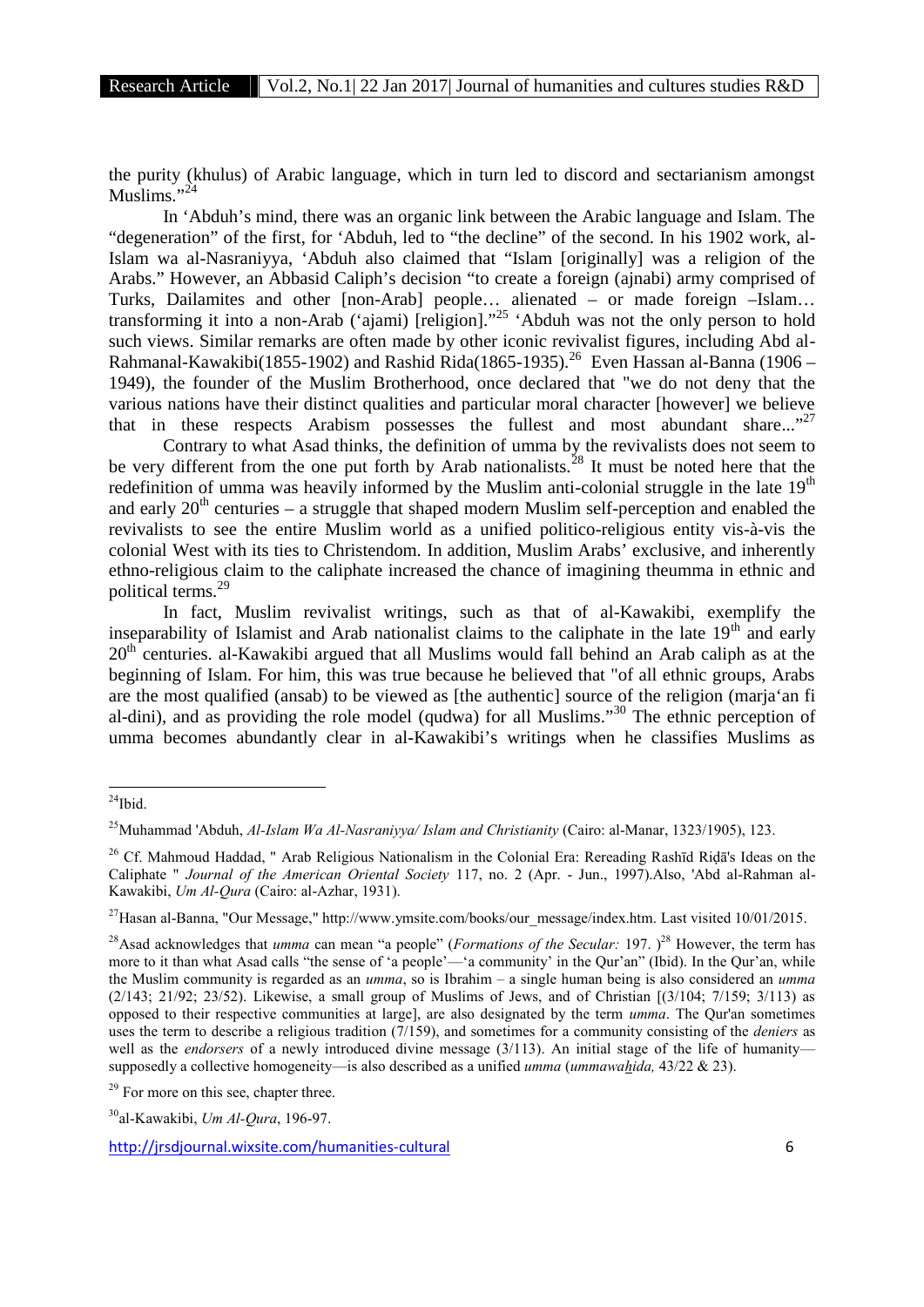the purity (khulus) of Arabic language, which in turn led to discord and sectarianism amongst Muslims."[24]

In 'Abduh's mind, there was an organic link between the Arabic language and Islam. The "degeneration" of the first, for 'Abduh, led to "the decline" of the second. In his 1902 work, al-Islam wa al-Nasraniyya, 'Abduh also claimed that "Islam [originally] was a religion of the Arabs." However, an Abbasid Caliph's decision "to create a foreign (ajnabi) army comprised of Turks, Dailamites and other [non-Arab] people… alienated – or made foreign –Islam… transforming it into a non-Arab ('ajami) [religion]."[25] 'Abduh was not the only person to hold such views. Similar remarks are often made by other iconic revivalist figures, including Abd al-Rahmanal-Kawakibi(1855-1902) and Rashid Rida(1865-1935).[26] Even Hassan al-Banna (1906 – 1949), the founder of the Muslim Brotherhood, once declared that "we do not deny that the various nations have their distinct qualities and particular moral character [however] we believe that in these respects Arabism possesses the fullest and most abundant share..."[27]

Contrary to what Asad thinks, the definition of umma by the revivalists does not seem to be very different from the one put forth by Arab nationalists.[28] It must be noted here that the redefinition of umma was heavily informed by the Muslim anti-colonial struggle in the late 19th and early 20th centuries – a struggle that shaped modern Muslim self-perception and enabled the revivalists to see the entire Muslim world as a unified politico-religious entity vis-à-vis the colonial West with its ties to Christendom. In addition, Muslim Arabs' exclusive, and inherently ethno-religious claim to the caliphate increased the chance of imagining theumma in ethnic and political terms.[29]

In fact, Muslim revivalist writings, such as that of al-Kawakibi, exemplify the inseparability of Islamist and Arab nationalist claims to the caliphate in the late 19th and early 20th centuries. al-Kawakibi argued that all Muslims would fall behind an Arab caliph as at the beginning of Islam. For him, this was true because he believed that "of all ethnic groups, Arabs are the most qualified (ansab) to be viewed as [the authentic] source of the religion (marja'an fi al-dini), and as providing the role model (qudwa) for all Muslims."[30] The ethnic perception of umma becomes abundantly clear in al-Kawakibi's writings when he classifies Muslims as

---

[24]Ibid.

[25]Muhammad 'Abduh, *Al-Islam Wa Al-Nasraniyya/ Islam and Christianity* (Cairo: al-Manar, 1323/1905), 123.

[26] Cf. Mahmoud Haddad, " Arab Religious Nationalism in the Colonial Era: Rereading Rashīd Riḍā's Ideas on the Caliphate " *Journal of the American Oriental Society* 117, no. 2 (Apr. - Jun., 1997).Also, 'Abd al-Rahman al-Kawakibi, *Um Al-Qura* (Cairo: al-Azhar, 1931).

[27]Hasan al-Banna, "Our Message," http://www.ymsite.com/books/our_message/index.htm. Last visited 10/01/2015.

[28]Asad acknowledges that *umma* can mean "a people" (*Formations of the Secular:* 197. )[28] However, the term has more to it than what Asad calls "the sense of 'a people'—'a community' in the Qur'an" (Ibid). In the Qur'an, while the Muslim community is regarded as an *umma*, so is Ibrahim – a single human being is also considered an *umma* (2/143; 21/92; 23/52). Likewise, a small group of Muslims of Jews, and of Christian [(3/104; 7/159; 3/113) as opposed to their respective communities at large], are also designated by the term *umma*. The Qur'an sometimes uses the term to describe a religious tradition (7/159), and sometimes for a community consisting of the *deniers* as well as the *endorsers* of a newly introduced divine message (3/113). An initial stage of the life of humanity—supposedly a collective homogeneity—is also described as a unified *umma* (*ummawaḫida,* 43/22 & 23).

[29] For more on this see, chapter three.

[30]al-Kawakibi, *Um Al-Qura*, 196-97.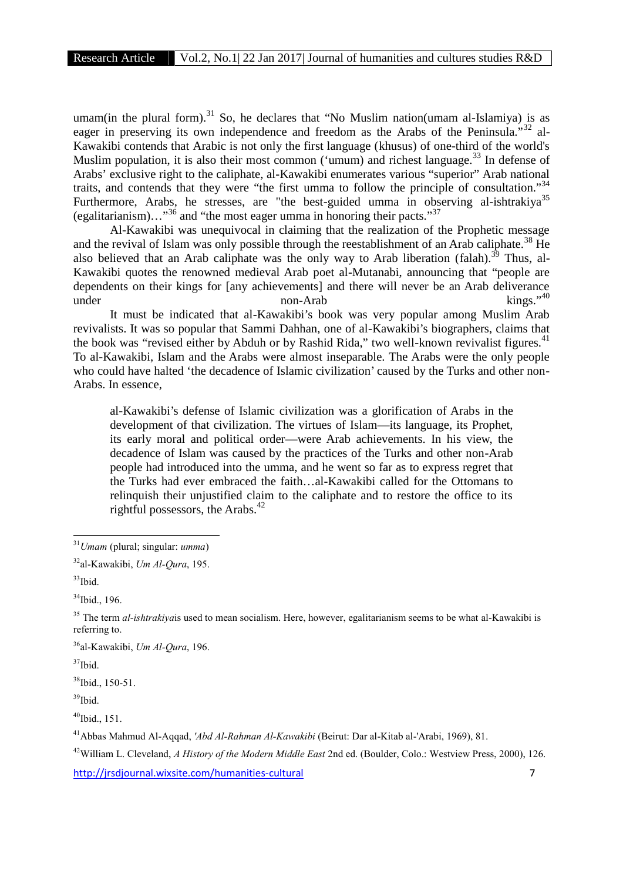umam(in the plural form).[31] So, he declares that "No Muslim nation(umam al-Islamiya) is as eager in preserving its own independence and freedom as the Arabs of the Peninsula."[32] al-Kawakibi contends that Arabic is not only the first language (khusus) of one-third of the world's Muslim population, it is also their most common ('umum) and richest language.[33] In defense of Arabs' exclusive right to the caliphate, al-Kawakibi enumerates various "superior" Arab national traits, and contends that they were "the first umma to follow the principle of consultation."[34] Furthermore, Arabs, he stresses, are "the best-guided umma in observing al-ishtrakiya[35] (egalitarianism)…"[36] and "the most eager umma in honoring their pacts."[37]

Al-Kawakibi was unequivocal in claiming that the realization of the Prophetic message and the revival of Islam was only possible through the reestablishment of an Arab caliphate.[38] He also believed that an Arab caliphate was the only way to Arab liberation (falah).[39] Thus, al-Kawakibi quotes the renowned medieval Arab poet al-Mutanabi, announcing that "people are dependents on their kings for [any achievements] and there will never be an Arab deliverance under non-Arab kings."[40]

It must be indicated that al-Kawakibi's book was very popular among Muslim Arab revivalists. It was so popular that Sammi Dahhan, one of al-Kawakibi's biographers, claims that the book was "revised either by Abduh or by Rashid Rida," two well-known revivalist figures.[41] To al-Kawakibi, Islam and the Arabs were almost inseparable. The Arabs were the only people who could have halted 'the decadence of Islamic civilization' caused by the Turks and other non-Arabs. In essence,

> al-Kawakibi's defense of Islamic civilization was a glorification of Arabs in the development of that civilization. The virtues of Islam—its language, its Prophet, its early moral and political order—were Arab achievements. In his view, the decadence of Islam was caused by the practices of the Turks and other non-Arab people had introduced into the umma, and he went so far as to express regret that the Turks had ever embraced the faith…al-Kawakibi called for the Ottomans to relinquish their unjustified claim to the caliphate and to restore the office to its rightful possessors, the Arabs.[42]

---

[31] *Umam* (plural; singular: *umma*)

[32] al-Kawakibi, *Um Al-Qura*, 195.

[33] Ibid.

[34] Ibid., 196.

[35] The term *al-ishtrakiya*is used to mean socialism. Here, however, egalitarianism seems to be what al-Kawakibi is referring to.

[36] al-Kawakibi, *Um Al-Qura*, 196.

[37] Ibid.

[38] Ibid., 150-51.

[39] Ibid.

[40] Ibid., 151.

[41] Abbas Mahmud Al-Aqqad, *'Abd Al-Rahman Al-Kawakibi* (Beirut: Dar al-Kitab al-'Arabi, 1969), 81.

[42] William L. Cleveland, *A History of the Modern Middle East* 2nd ed. (Boulder, Colo.: Westview Press, 2000), 126.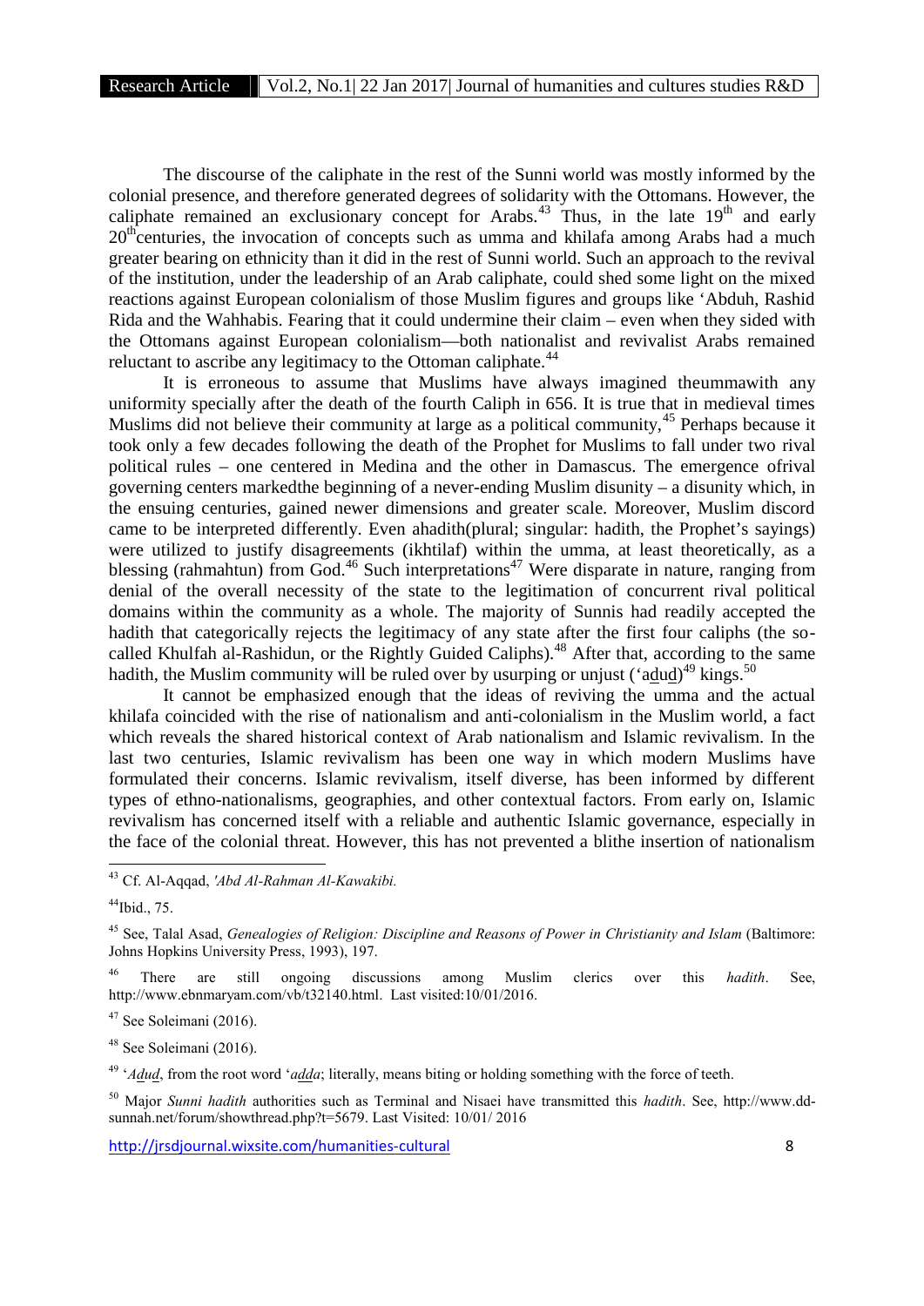The discourse of the caliphate in the rest of the Sunni world was mostly informed by the colonial presence, and therefore generated degrees of solidarity with the Ottomans. However, the caliphate remained an exclusionary concept for Arabs.[43] Thus, in the late 19th and early 20th centuries, the invocation of concepts such as umma and khilafa among Arabs had a much greater bearing on ethnicity than it did in the rest of Sunni world. Such an approach to the revival of the institution, under the leadership of an Arab caliphate, could shed some light on the mixed reactions against European colonialism of those Muslim figures and groups like 'Abduh, Rashid Rida and the Wahhabis. Fearing that it could undermine their claim – even when they sided with the Ottomans against European colonialism—both nationalist and revivalist Arabs remained reluctant to ascribe any legitimacy to the Ottoman caliphate.[44]

It is erroneous to assume that Muslims have always imagined theummawith any uniformity specially after the death of the fourth Caliph in 656. It is true that in medieval times Muslims did not believe their community at large as a political community,[45] Perhaps because it took only a few decades following the death of the Prophet for Muslims to fall under two rival political rules – one centered in Medina and the other in Damascus. The emergence ofrival governing centers markedthe beginning of a never-ending Muslim disunity – a disunity which, in the ensuing centuries, gained newer dimensions and greater scale. Moreover, Muslim discord came to be interpreted differently. Even ahadith(plural; singular: hadith, the Prophet's sayings) were utilized to justify disagreements (ikhtilaf) within the umma, at least theoretically, as a blessing (rahmahtun) from God.[46] Such interpretations[47] Were disparate in nature, ranging from denial of the overall necessity of the state to the legitimation of concurrent rival political domains within the community as a whole. The majority of Sunnis had readily accepted the hadith that categorically rejects the legitimacy of any state after the first four caliphs (the so-called Khulfah al-Rashidun, or the Rightly Guided Caliphs).[48] After that, according to the same hadith, the Muslim community will be ruled over by usurping or unjust ('adud)[49] kings.[50]

It cannot be emphasized enough that the ideas of reviving the umma and the actual khilafa coincided with the rise of nationalism and anti-colonialism in the Muslim world, a fact which reveals the shared historical context of Arab nationalism and Islamic revivalism. In the last two centuries, Islamic revivalism has been one way in which modern Muslims have formulated their concerns. Islamic revivalism, itself diverse, has been informed by different types of ethno-nationalisms, geographies, and other contextual factors. From early on, Islamic revivalism has concerned itself with a reliable and authentic Islamic governance, especially in the face of the colonial threat. However, this has not prevented a blithe insertion of nationalism

---

[43] Cf. Al-Aqqad, *'Abd Al-Rahman Al-Kawakibi.*

[44] Ibid., 75.

[45] See, Talal Asad, *Genealogies of Religion: Discipline and Reasons of Power in Christianity and Islam* (Baltimore: Johns Hopkins University Press, 1993), 197.

[46] There are still ongoing discussions among Muslim clerics over this *hadith*. See, http://www.ebnmaryam.com/vb/t32140.html. Last visited:10/01/2016.

[47] See Soleimani (2016).

[48] See Soleimani (2016).

[49] '*Adud*, from the root word '*adda*; literally, means biting or holding something with the force of teeth.

[50] Major *Sunni hadith* authorities such as Terminal and Nisaei have transmitted this *hadith*. See, http://www.dd-sunnah.net/forum/showthread.php?t=5679. Last Visited: 10/01/ 2016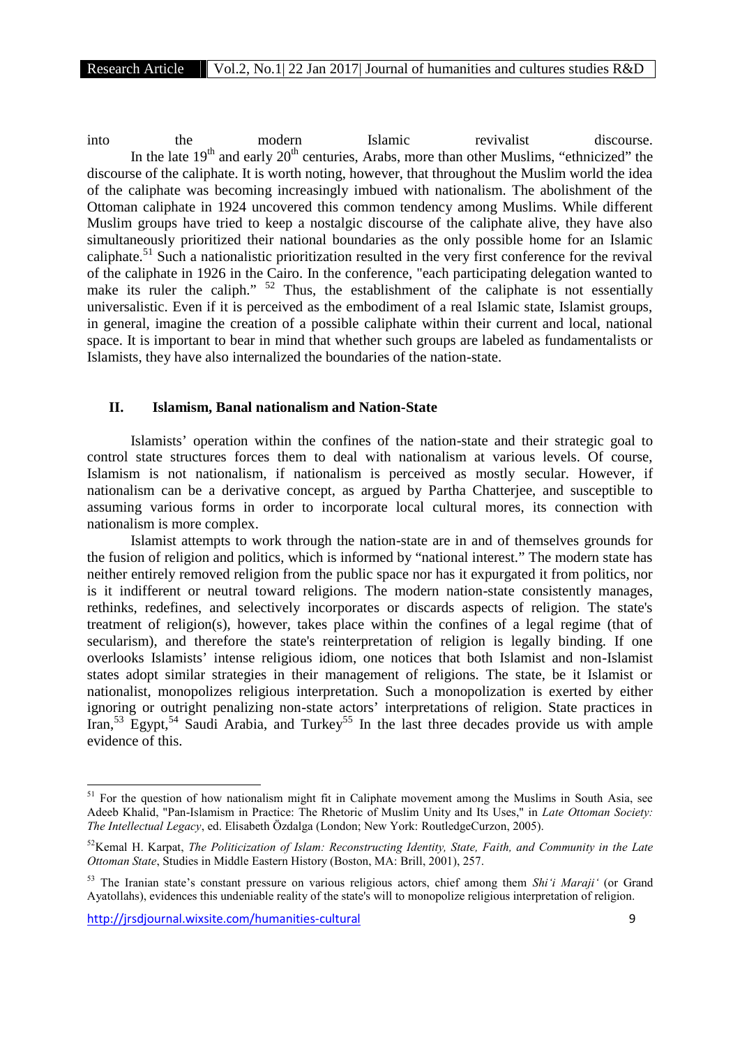into the modern Islamic revivalist discourse.

In the late 19th and early 20th centuries, Arabs, more than other Muslims, "ethnicized" the discourse of the caliphate. It is worth noting, however, that throughout the Muslim world the idea of the caliphate was becoming increasingly imbued with nationalism. The abolishment of the Ottoman caliphate in 1924 uncovered this common tendency among Muslims. While different Muslim groups have tried to keep a nostalgic discourse of the caliphate alive, they have also simultaneously prioritized their national boundaries as the only possible home for an Islamic caliphate.[51] Such a nationalistic prioritization resulted in the very first conference for the revival of the caliphate in 1926 in the Cairo. In the conference, "each participating delegation wanted to make its ruler the caliph." [52] Thus, the establishment of the caliphate is not essentially universalistic. Even if it is perceived as the embodiment of a real Islamic state, Islamist groups, in general, imagine the creation of a possible caliphate within their current and local, national space. It is important to bear in mind that whether such groups are labeled as fundamentalists or Islamists, they have also internalized the boundaries of the nation-state.

## II. Islamism, Banal nationalism and Nation-State

Islamists' operation within the confines of the nation-state and their strategic goal to control state structures forces them to deal with nationalism at various levels. Of course, Islamism is not nationalism, if nationalism is perceived as mostly secular. However, if nationalism can be a derivative concept, as argued by Partha Chatterjee, and susceptible to assuming various forms in order to incorporate local cultural mores, its connection with nationalism is more complex.

Islamist attempts to work through the nation-state are in and of themselves grounds for the fusion of religion and politics, which is informed by "national interest." The modern state has neither entirely removed religion from the public space nor has it expurgated it from politics, nor is it indifferent or neutral toward religions. The modern nation-state consistently manages, rethinks, redefines, and selectively incorporates or discards aspects of religion. The state's treatment of religion(s), however, takes place within the confines of a legal regime (that of secularism), and therefore the state's reinterpretation of religion is legally binding. If one overlooks Islamists' intense religious idiom, one notices that both Islamist and non-Islamist states adopt similar strategies in their management of religions. The state, be it Islamist or nationalist, monopolizes religious interpretation. Such a monopolization is exerted by either ignoring or outright penalizing non-state actors' interpretations of religion. State practices in Iran,[53] Egypt,[54] Saudi Arabia, and Turkey[55] In the last three decades provide us with ample evidence of this.

---

[51] For the question of how nationalism might fit in Caliphate movement among the Muslims in South Asia, see Adeeb Khalid, "Pan-Islamism in Practice: The Rhetoric of Muslim Unity and Its Uses," in *Late Ottoman Society: The Intellectual Legacy*, ed. Elisabeth Özdalga (London; New York: RoutledgeCurzon, 2005).

[52] Kemal H. Karpat, *The Politicization of Islam: Reconstructing Identity, State, Faith, and Community in the Late Ottoman State*, Studies in Middle Eastern History (Boston, MA: Brill, 2001), 257.

[53] The Iranian state's constant pressure on various religious actors, chief among them *Shi'i Maraji'* (or Grand Ayatollahs), evidences this undeniable reality of the state's will to monopolize religious interpretation of religion.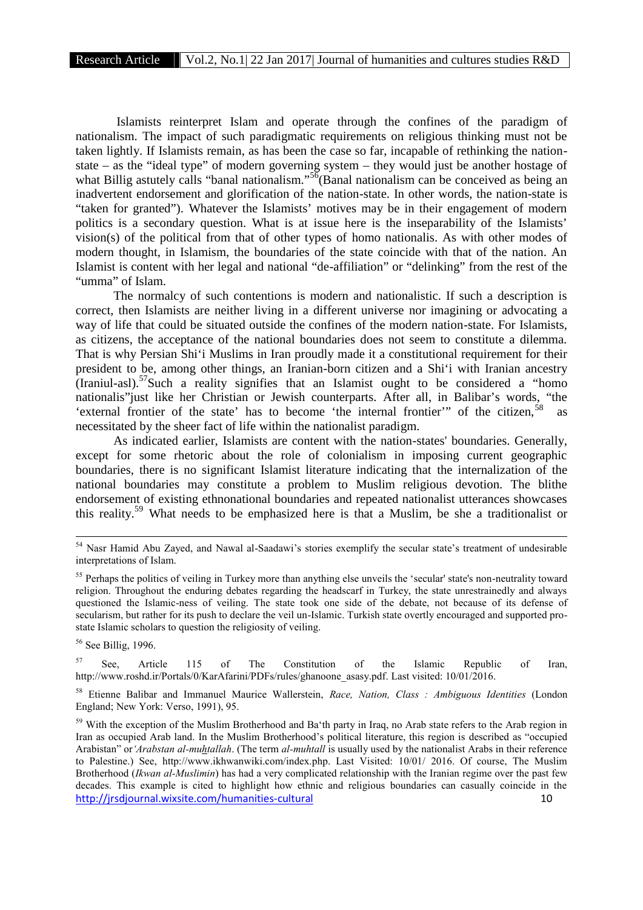Islamists reinterpret Islam and operate through the confines of the paradigm of nationalism. The impact of such paradigmatic requirements on religious thinking must not be taken lightly. If Islamists remain, as has been the case so far, incapable of rethinking the nation-state – as the "ideal type" of modern governing system – they would just be another hostage of what Billig astutely calls "banal nationalism."[56](Banal nationalism can be conceived as being an inadvertent endorsement and glorification of the nation-state. In other words, the nation-state is "taken for granted"). Whatever the Islamists' motives may be in their engagement of modern politics is a secondary question. What is at issue here is the inseparability of the Islamists' vision(s) of the political from that of other types of homo nationalis. As with other modes of modern thought, in Islamism, the boundaries of the state coincide with that of the nation. An Islamist is content with her legal and national "de-affiliation" or "delinking" from the rest of the "umma" of Islam.

The normalcy of such contentions is modern and nationalistic. If such a description is correct, then Islamists are neither living in a different universe nor imagining or advocating a way of life that could be situated outside the confines of the modern nation-state. For Islamists, as citizens, the acceptance of the national boundaries does not seem to constitute a dilemma. That is why Persian Shi'i Muslims in Iran proudly made it a constitutional requirement for their president to be, among other things, an Iranian-born citizen and a Shi'i with Iranian ancestry (Iraniul-asl).[57]Such a reality signifies that an Islamist ought to be considered a "homo nationalis"just like her Christian or Jewish counterparts. After all, in Balibar's words, "the 'external frontier of the state' has to become 'the internal frontier'" of the citizen,[58] as necessitated by the sheer fact of life within the nationalist paradigm.

As indicated earlier, Islamists are content with the nation-states' boundaries. Generally, except for some rhetoric about the role of colonialism in imposing current geographic boundaries, there is no significant Islamist literature indicating that the internalization of the national boundaries may constitute a problem to Muslim religious devotion. The blithe endorsement of existing ethnonational boundaries and repeated nationalist utterances showcases this reality.[59] What needs to be emphasized here is that a Muslim, be she a traditionalist or

---

[54] Nasr Hamid Abu Zayed, and Nawal al-Saadawi's stories exemplify the secular state's treatment of undesirable interpretations of Islam.

[55] Perhaps the politics of veiling in Turkey more than anything else unveils the 'secular' state's non-neutrality toward religion. Throughout the enduring debates regarding the headscarf in Turkey, the state unrestrainedly and always questioned the Islamic-ness of veiling. The state took one side of the debate, not because of its defense of secularism, but rather for its push to declare the veil un-Islamic. Turkish state overtly encouraged and supported pro-state Islamic scholars to question the religiosity of veiling.

[56] See Billig, 1996.

[57] See, Article 115 of The Constitution of the Islamic Republic of Iran, http://www.roshd.ir/Portals/0/KarAfarini/PDFs/rules/ghanoone_asasy.pdf. Last visited: 10/01/2016.

[58] Etienne Balibar and Immanuel Maurice Wallerstein, *Race, Nation, Class : Ambiguous Identities* (London England; New York: Verso, 1991), 95.

[59] With the exception of the Muslim Brotherhood and Ba'th party in Iraq, no Arab state refers to the Arab region in Iran as occupied Arab land. In the Muslim Brotherhood's political literature, this region is described as "occupied Arabistan" or *'Arabstan al-muhtallah*. (The term *al-muhtall* is usually used by the nationalist Arabs in their reference to Palestine.) See, http://www.ikhwanwiki.com/index.php. Last Visited: 10/01/ 2016. Of course, The Muslim Brotherhood (*Ikwan al-Muslimin*) has had a very complicated relationship with the Iranian regime over the past few decades. This example is cited to highlight how ethnic and religious boundaries can casually coincide in the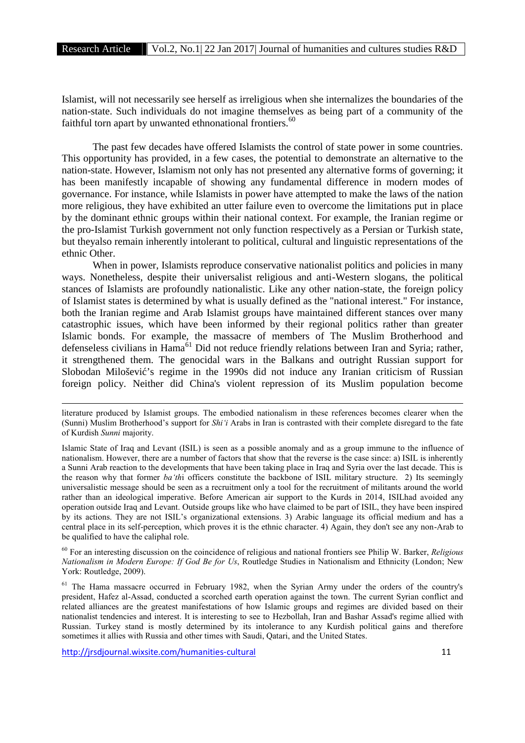Islamist, will not necessarily see herself as irreligious when she internalizes the boundaries of the nation-state. Such individuals do not imagine themselves as being part of a community of the faithful torn apart by unwanted ethnonational frontiers.[60]

The past few decades have offered Islamists the control of state power in some countries. This opportunity has provided, in a few cases, the potential to demonstrate an alternative to the nation-state. However, Islamism not only has not presented any alternative forms of governing; it has been manifestly incapable of showing any fundamental difference in modern modes of governance. For instance, while Islamists in power have attempted to make the laws of the nation more religious, they have exhibited an utter failure even to overcome the limitations put in place by the dominant ethnic groups within their national context. For example, the Iranian regime or the pro-Islamist Turkish government not only function respectively as a Persian or Turkish state, but theyalso remain inherently intolerant to political, cultural and linguistic representations of the ethnic Other.

When in power, Islamists reproduce conservative nationalist politics and policies in many ways. Nonetheless, despite their universalist religious and anti-Western slogans, the political stances of Islamists are profoundly nationalistic. Like any other nation-state, the foreign policy of Islamist states is determined by what is usually defined as the "national interest." For instance, both the Iranian regime and Arab Islamist groups have maintained different stances over many catastrophic issues, which have been informed by their regional politics rather than greater Islamic bonds. For example, the massacre of members of The Muslim Brotherhood and defenseless civilians in Hama[61] Did not reduce friendly relations between Iran and Syria; rather, it strengthened them. The genocidal wars in the Balkans and outright Russian support for Slobodan Milošević's regime in the 1990s did not induce any Iranian criticism of Russian foreign policy. Neither did China's violent repression of its Muslim population become

---

literature produced by Islamist groups. The embodied nationalism in these references becomes clearer when the (Sunni) Muslim Brotherhood's support for *Shi'i* Arabs in Iran is contrasted with their complete disregard to the fate of Kurdish *Sunni* majority.

Islamic State of Iraq and Levant (ISIL) is seen as a possible anomaly and as a group immune to the influence of nationalism. However, there are a number of factors that show that the reverse is the case since: a) ISIL is inherently a Sunni Arab reaction to the developments that have been taking place in Iraq and Syria over the last decade. This is the reason why that former *ba'th*i officers constitute the backbone of ISIL military structure. 2) Its seemingly universalistic message should be seen as a recruitment only a tool for the recruitment of militants around the world rather than an ideological imperative. Before American air support to the Kurds in 2014, ISILhad avoided any operation outside Iraq and Levant. Outside groups like who have claimed to be part of ISIL, they have been inspired by its actions. They are not ISIL's organizational extensions. 3) Arabic language its official medium and has a central place in its self-perception, which proves it is the ethnic character. 4) Again, they don't see any non-Arab to be qualified to have the caliphal role.

[60] For an interesting discussion on the coincidence of religious and national frontiers see Philip W. Barker, *Religious Nationalism in Modern Europe: If God Be for Us*, Routledge Studies in Nationalism and Ethnicity (London; New York: Routledge, 2009).

[61] The Hama massacre occurred in February 1982, when the Syrian Army under the orders of the country's president, Hafez al-Assad, conducted a scorched earth operation against the town. The current Syrian conflict and related alliances are the greatest manifestations of how Islamic groups and regimes are divided based on their nationalist tendencies and interest. It is interesting to see to Hezbollah, Iran and Bashar Assad's regime allied with Russian. Turkey stand is mostly determined by its intolerance to any Kurdish political gains and therefore sometimes it allies with Russia and other times with Saudi, Qatari, and the United States.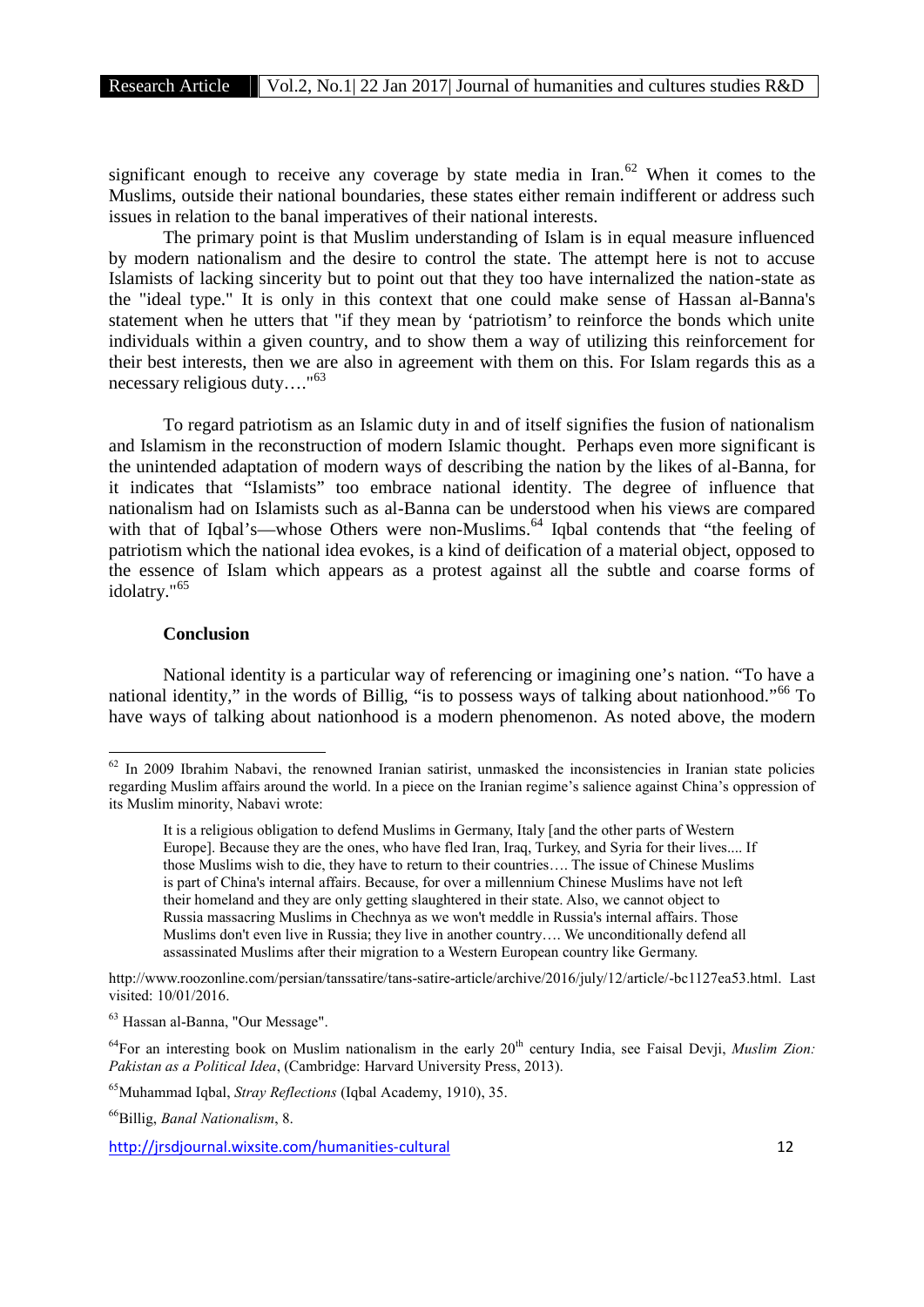significant enough to receive any coverage by state media in Iran.[62] When it comes to the Muslims, outside their national boundaries, these states either remain indifferent or address such issues in relation to the banal imperatives of their national interests.

The primary point is that Muslim understanding of Islam is in equal measure influenced by modern nationalism and the desire to control the state. The attempt here is not to accuse Islamists of lacking sincerity but to point out that they too have internalized the nation-state as the "ideal type." It is only in this context that one could make sense of Hassan al-Banna's statement when he utters that "if they mean by 'patriotism' to reinforce the bonds which unite individuals within a given country, and to show them a way of utilizing this reinforcement for their best interests, then we are also in agreement with them on this. For Islam regards this as a necessary religious duty…."[63]

To regard patriotism as an Islamic duty in and of itself signifies the fusion of nationalism and Islamism in the reconstruction of modern Islamic thought. Perhaps even more significant is the unintended adaptation of modern ways of describing the nation by the likes of al-Banna, for it indicates that "Islamists" too embrace national identity. The degree of influence that nationalism had on Islamists such as al-Banna can be understood when his views are compared with that of Iqbal's—whose Others were non-Muslims.[64] Iqbal contends that "the feeling of patriotism which the national idea evokes, is a kind of deification of a material object, opposed to the essence of Islam which appears as a protest against all the subtle and coarse forms of idolatry."[65]

### Conclusion

National identity is a particular way of referencing or imagining one's nation. "To have a national identity," in the words of Billig, "is to possess ways of talking about nationhood."[66] To have ways of talking about nationhood is a modern phenomenon. As noted above, the modern

---

[62] In 2009 Ibrahim Nabavi, the renowned Iranian satirist, unmasked the inconsistencies in Iranian state policies regarding Muslim affairs around the world. In a piece on the Iranian regime's salience against China's oppression of its Muslim minority, Nabavi wrote:

> It is a religious obligation to defend Muslims in Germany, Italy [and the other parts of Western Europe]. Because they are the ones, who have fled Iran, Iraq, Turkey, and Syria for their lives.... If those Muslims wish to die, they have to return to their countries…. The issue of Chinese Muslims is part of China's internal affairs. Because, for over a millennium Chinese Muslims have not left their homeland and they are only getting slaughtered in their state. Also, we cannot object to Russia massacring Muslims in Chechnya as we won't meddle in Russia's internal affairs. Those Muslims don't even live in Russia; they live in another country…. We unconditionally defend all assassinated Muslims after their migration to a Western European country like Germany.

http://www.roozonline.com/persian/tanssatire/tans-satire-article/archive/2016/july/12/article/-bc1127ea53.html. Last visited: 10/01/2016.

[63] Hassan al-Banna, "Our Message".

[64] For an interesting book on Muslim nationalism in the early 20th century India, see Faisal Devji, *Muslim Zion: Pakistan as a Political Idea*, (Cambridge: Harvard University Press, 2013).

[65] Muhammad Iqbal, *Stray Reflections* (Iqbal Academy, 1910), 35.

[66] Billig, *Banal Nationalism*, 8.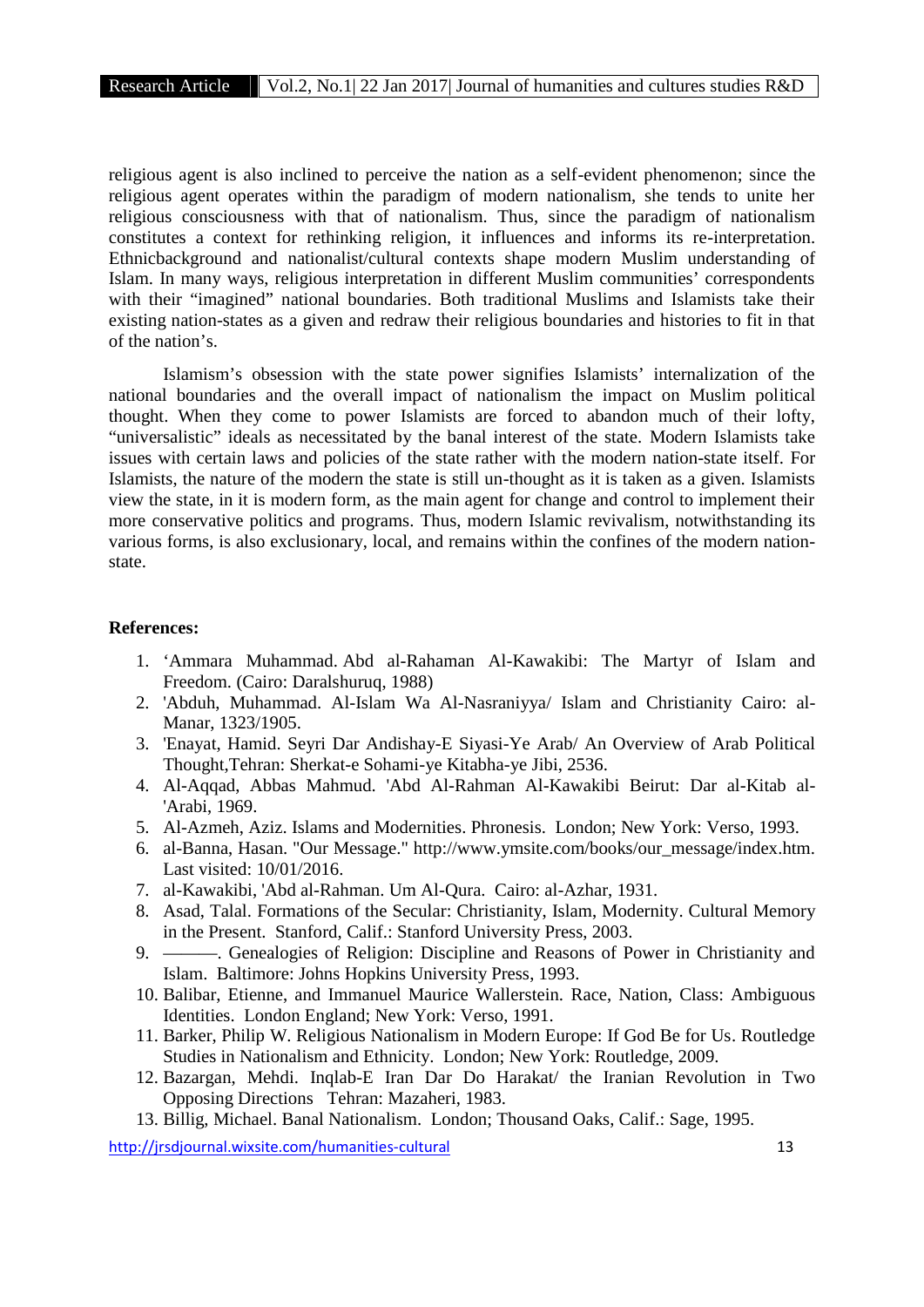religious agent is also inclined to perceive the nation as a self-evident phenomenon; since the religious agent operates within the paradigm of modern nationalism, she tends to unite her religious consciousness with that of nationalism. Thus, since the paradigm of nationalism constitutes a context for rethinking religion, it influences and informs its re-interpretation. Ethnicbackground and nationalist/cultural contexts shape modern Muslim understanding of Islam. In many ways, religious interpretation in different Muslim communities' correspondents with their "imagined" national boundaries. Both traditional Muslims and Islamists take their existing nation-states as a given and redraw their religious boundaries and histories to fit in that of the nation's.

Islamism's obsession with the state power signifies Islamists' internalization of the national boundaries and the overall impact of nationalism the impact on Muslim political thought. When they come to power Islamists are forced to abandon much of their lofty, "universalistic" ideals as necessitated by the banal interest of the state. Modern Islamists take issues with certain laws and policies of the state rather with the modern nation-state itself. For Islamists, the nature of the modern the state is still un-thought as it is taken as a given. Islamists view the state, in it is modern form, as the main agent for change and control to implement their more conservative politics and programs. Thus, modern Islamic revivalism, notwithstanding its various forms, is also exclusionary, local, and remains within the confines of the modern nation-state.

**References:**

1. 'Ammara Muhammad. Abd al-Rahaman Al-Kawakibi: The Martyr of Islam and Freedom. (Cairo: Daralshuruq, 1988)
2. 'Abduh, Muhammad. Al-Islam Wa Al-Nasraniyya/ Islam and Christianity Cairo: al-Manar, 1323/1905.
3. 'Enayat, Hamid. Seyri Dar Andishay-E Siyasi-Ye Arab/ An Overview of Arab Political Thought,Tehran: Sherkat-e Sohami-ye Kitabha-ye Jibi, 2536.
4. Al-Aqqad, Abbas Mahmud. 'Abd Al-Rahman Al-Kawakibi Beirut: Dar al-Kitab al-'Arabi, 1969.
5. Al-Azmeh, Aziz. Islams and Modernities. Phronesis. London; New York: Verso, 1993.
6. al-Banna, Hasan. "Our Message." http://www.ymsite.com/books/our_message/index.htm. Last visited: 10/01/2016.
7. al-Kawakibi, 'Abd al-Rahman. Um Al-Qura. Cairo: al-Azhar, 1931.
8. Asad, Talal. Formations of the Secular: Christianity, Islam, Modernity. Cultural Memory in the Present. Stanford, Calif.: Stanford University Press, 2003.
9. ———. Genealogies of Religion: Discipline and Reasons of Power in Christianity and Islam. Baltimore: Johns Hopkins University Press, 1993.
10. Balibar, Etienne, and Immanuel Maurice Wallerstein. Race, Nation, Class: Ambiguous Identities. London England; New York: Verso, 1991.
11. Barker, Philip W. Religious Nationalism in Modern Europe: If God Be for Us. Routledge Studies in Nationalism and Ethnicity. London; New York: Routledge, 2009.
12. Bazargan, Mehdi. Inqlab-E Iran Dar Do Harakat/ the Iranian Revolution in Two Opposing Directions Tehran: Mazaheri, 1983.
13. Billig, Michael. Banal Nationalism. London; Thousand Oaks, Calif.: Sage, 1995.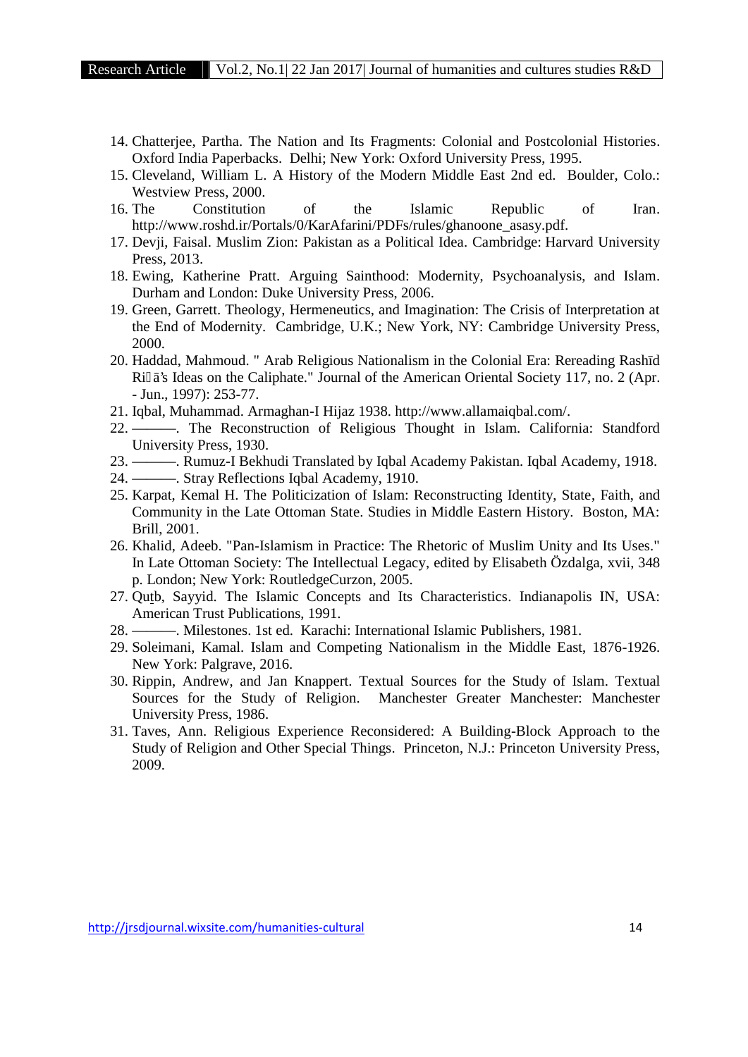14. Chatterjee, Partha. The Nation and Its Fragments: Colonial and Postcolonial Histories. Oxford India Paperbacks. Delhi; New York: Oxford University Press, 1995.
15. Cleveland, William L. A History of the Modern Middle East 2nd ed. Boulder, Colo.: Westview Press, 2000.
16. The Constitution of the Islamic Republic of Iran. http://www.roshd.ir/Portals/0/KarAfarini/PDFs/rules/ghanoone_asasy.pdf.
17. Devji, Faisal. Muslim Zion: Pakistan as a Political Idea. Cambridge: Harvard University Press, 2013.
18. Ewing, Katherine Pratt. Arguing Sainthood: Modernity, Psychoanalysis, and Islam. Durham and London: Duke University Press, 2006.
19. Green, Garrett. Theology, Hermeneutics, and Imagination: The Crisis of Interpretation at the End of Modernity. Cambridge, U.K.; New York, NY: Cambridge University Press, 2000.
20. Haddad, Mahmoud. " Arab Religious Nationalism in the Colonial Era: Rereading Rashīd Riḍā's Ideas on the Caliphate." Journal of the American Oriental Society 117, no. 2 (Apr. - Jun., 1997): 253-77.
21. Iqbal, Muhammad. Armaghan-I Hijaz 1938. http://www.allamaiqbal.com/.
22. ———. The Reconstruction of Religious Thought in Islam. California: Standford University Press, 1930.
23. ———. Rumuz-I Bekhudi Translated by Iqbal Academy Pakistan. Iqbal Academy, 1918.
24. ———. Stray Reflections Iqbal Academy, 1910.
25. Karpat, Kemal H. The Politicization of Islam: Reconstructing Identity, State, Faith, and Community in the Late Ottoman State. Studies in Middle Eastern History. Boston, MA: Brill, 2001.
26. Khalid, Adeeb. "Pan-Islamism in Practice: The Rhetoric of Muslim Unity and Its Uses." In Late Ottoman Society: The Intellectual Legacy, edited by Elisabeth Özdalga, xvii, 348 p. London; New York: RoutledgeCurzon, 2005.
27. Quṯb, Sayyid. The Islamic Concepts and Its Characteristics. Indianapolis IN, USA: American Trust Publications, 1991.
28. ———. Milestones. 1st ed. Karachi: International Islamic Publishers, 1981.
29. Soleimani, Kamal. Islam and Competing Nationalism in the Middle East, 1876-1926. New York: Palgrave, 2016.
30. Rippin, Andrew, and Jan Knappert. Textual Sources for the Study of Islam. Textual Sources for the Study of Religion. Manchester Greater Manchester: Manchester University Press, 1986.
31. Taves, Ann. Religious Experience Reconsidered: A Building-Block Approach to the Study of Religion and Other Special Things. Princeton, N.J.: Princeton University Press, 2009.